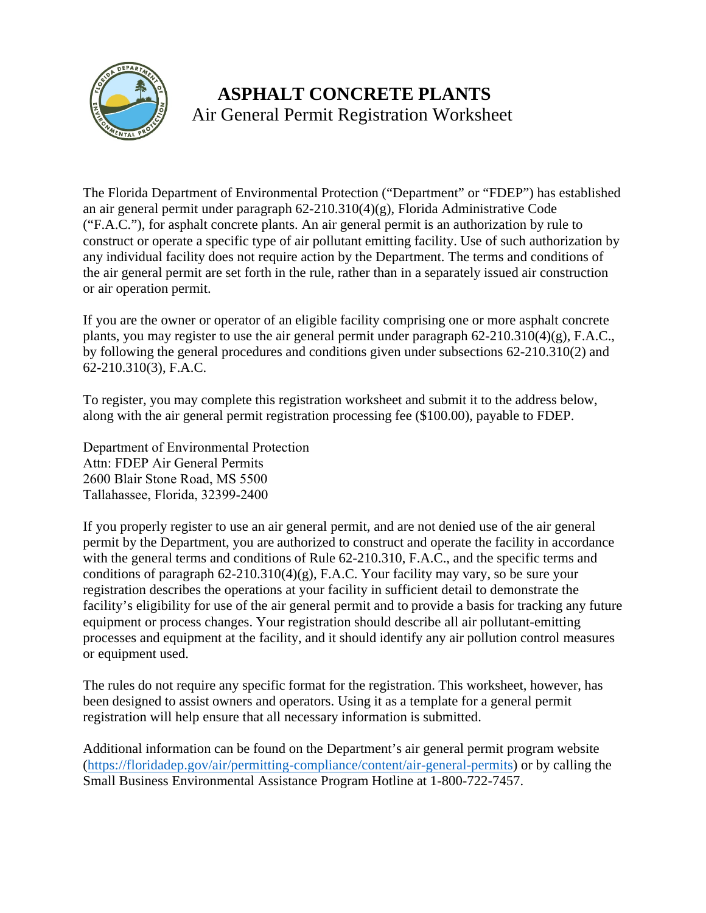# ASPHALT CONCRETE PLANTS

## Air General Permit Registration Worksheet

The Florida Department of Environmental Protection ("Department" or "FDEP") has established an air general permit under paragraph 62-210.310(4)(g), Florida Administrative Code ("F.A.C."), for asphalt concrete plants. An air general permit is an authorization by rule to construct or operate a specific type of air pollutant emitting facility. Use of such authorization by any individual facility does not require action by the Department. The terms and conditions of the air general permit are set forth in the rule, rather than in a separately issued air construction or air operation permit.

If you are the owner or operator of an eligible facility comprising one or more asphalt concrete plants, you may register to use the air general permit under paragraph 62-210.310(4)(g), F.A.C., by following the general procedures and conditions given under subsections 62-210.310(2) and 62-210.310(3), F.A.C.

To register, you may complete this registration worksheet and submit it to the address below, along with the air general permit registration processing fee ($100.00), payable to FDEP.

Department of Environmental Protection
Attn: FDEP Air General Permits
2600 Blair Stone Road, MS 5500
Tallahassee, Florida, 32399-2400

If you properly register to use an air general permit, and are not denied use of the air general permit by the Department, you are authorized to construct and operate the facility in accordance with the general terms and conditions of Rule 62-210.310, F.A.C., and the specific terms and conditions of paragraph 62-210.310(4)(g), F.A.C. Your facility may vary, so be sure your registration describes the operations at your facility in sufficient detail to demonstrate the facility's eligibility for use of the air general permit and to provide a basis for tracking any future equipment or process changes. Your registration should describe all air pollutant-emitting processes and equipment at the facility, and it should identify any air pollution control measures or equipment used.

The rules do not require any specific format for the registration. This worksheet, however, has been designed to assist owners and operators. Using it as a template for a general permit registration will help ensure that all necessary information is submitted.

Additional information can be found on the Department's air general permit program website (https://floridadep.gov/air/permitting-compliance/content/air-general-permits) or by calling the Small Business Environmental Assistance Program Hotline at 1-800-722-7457.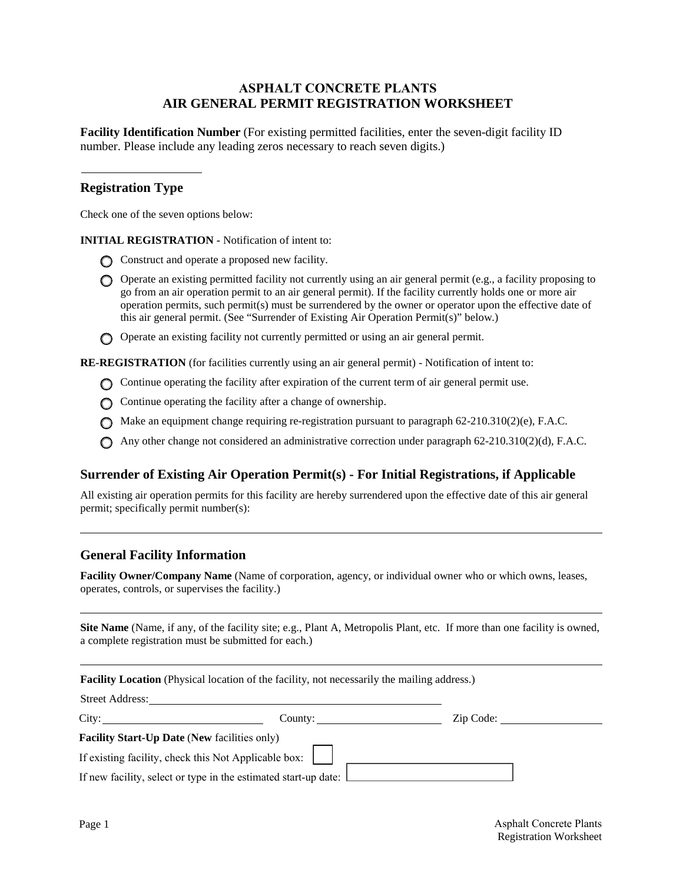# ASPHALT CONCRETE PLANTS
# AIR GENERAL PERMIT REGISTRATION WORKSHEET

**Facility Identification Number** (For existing permitted facilities, enter the seven-digit facility ID number. Please include any leading zeros necessary to reach seven digits.)

\_\_\_\_\_\_\_\_\_\_\_\_\_\_\_\_\_\_\_\_

## Registration Type

Check one of the seven options below:

**INITIAL REGISTRATION -** Notification of intent to:

- ○ Construct and operate a proposed new facility.
- ○ Operate an existing permitted facility not currently using an air general permit (e.g., a facility proposing to go from an air operation permit to an air general permit). If the facility currently holds one or more air operation permits, such permit(s) must be surrendered by the owner or operator upon the effective date of this air general permit. (See "Surrender of Existing Air Operation Permit(s)" below.)
- ○ Operate an existing facility not currently permitted or using an air general permit.

**RE-REGISTRATION** (for facilities currently using an air general permit) - Notification of intent to:

- ○ Continue operating the facility after expiration of the current term of air general permit use.
- ○ Continue operating the facility after a change of ownership.
- ○ Make an equipment change requiring re-registration pursuant to paragraph 62-210.310(2)(e), F.A.C.
- ○ Any other change not considered an administrative correction under paragraph 62-210.310(2)(d), F.A.C.

## Surrender of Existing Air Operation Permit(s) - For Initial Registrations, if Applicable

All existing air operation permits for this facility are hereby surrendered upon the effective date of this air general permit; specifically permit number(s):

\_\_\_\_\_\_\_\_\_\_\_\_\_\_\_\_\_\_\_\_\_\_\_\_\_\_\_\_\_\_\_\_\_\_\_\_\_\_\_\_\_\_\_\_\_\_\_\_\_\_\_\_\_\_\_\_\_\_\_\_

## General Facility Information

**Facility Owner/Company Name** (Name of corporation, agency, or individual owner who or which owns, leases, operates, controls, or supervises the facility.)

\_\_\_\_\_\_\_\_\_\_\_\_\_\_\_\_\_\_\_\_\_\_\_\_\_\_\_\_\_\_\_\_\_\_\_\_\_\_\_\_\_\_\_\_\_\_\_\_\_\_\_\_\_\_\_\_\_\_\_\_

**Site Name** (Name, if any, of the facility site; e.g., Plant A, Metropolis Plant, etc. If more than one facility is owned, a complete registration must be submitted for each.)

\_\_\_\_\_\_\_\_\_\_\_\_\_\_\_\_\_\_\_\_\_\_\_\_\_\_\_\_\_\_\_\_\_\_\_\_\_\_\_\_\_\_\_\_\_\_\_\_\_\_\_\_\_\_\_\_\_\_\_\_

**Facility Location** (Physical location of the facility, not necessarily the mailing address.)

Street Address: \_\_\_\_\_\_\_\_\_\_\_\_\_\_\_\_\_\_\_\_\_\_\_\_\_\_\_\_\_\_\_\_\_\_\_\_\_\_\_\_

City: \_\_\_\_\_\_\_\_\_\_\_\_\_\_\_\_\_\_\_\_ County: \_\_\_\_\_\_\_\_\_\_\_\_\_\_\_\_\_\_\_\_ Zip Code: \_\_\_\_\_\_\_\_\_\_\_\_\_\_\_

**Facility Start-Up Date** (**New** facilities only)

If existing facility, check this Not Applicable box: ☐

If new facility, select or type in the estimated start-up date: \_\_\_\_\_\_\_\_\_\_\_\_\_\_\_\_\_\_\_\_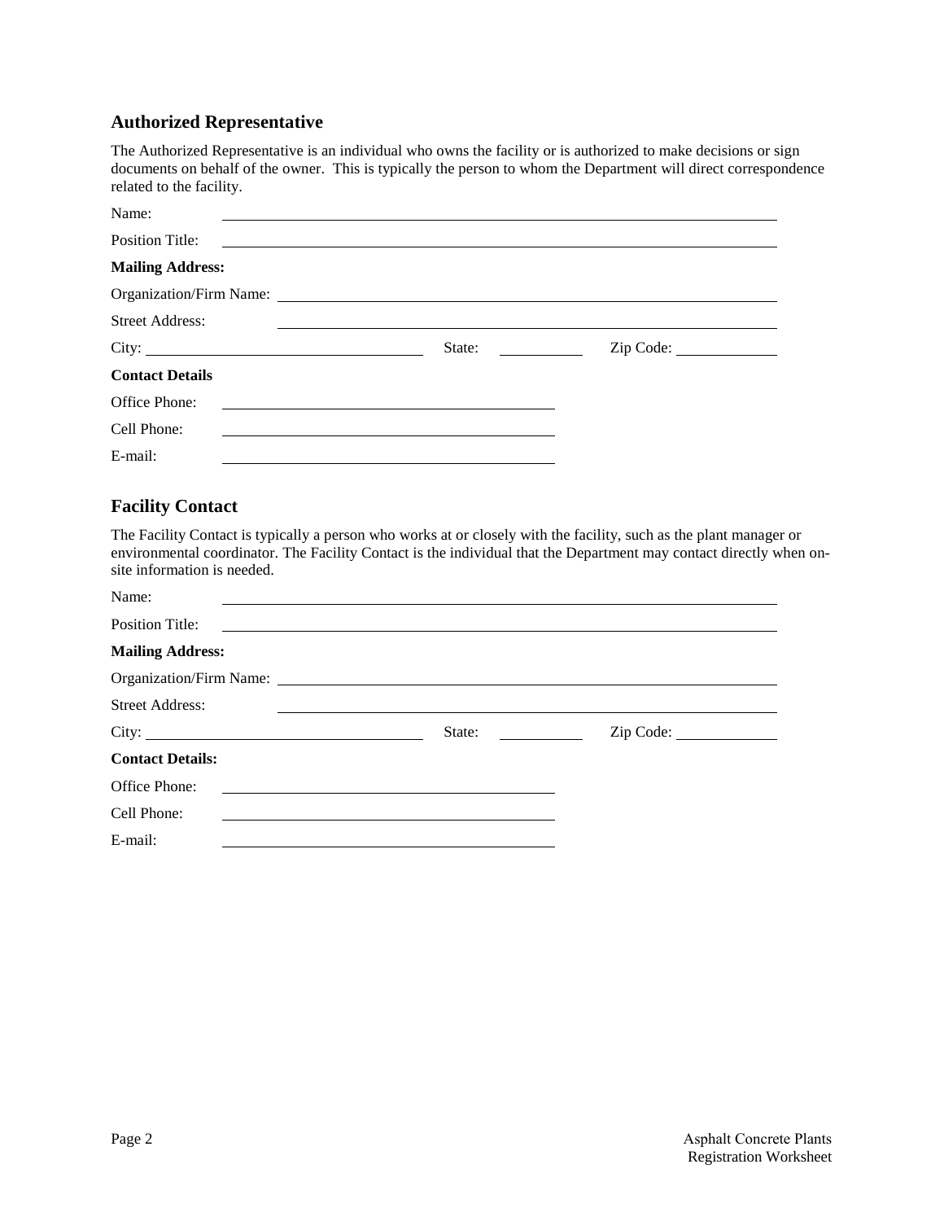## Authorized Representative

The Authorized Representative is an individual who owns the facility or is authorized to make decisions or sign documents on behalf of the owner. This is typically the person to whom the Department will direct correspondence related to the facility.

Name: ______________________________

Position Title: ______________________________

**Mailing Address:**

Organization/Firm Name: ______________________________

Street Address: ______________________________

City: ____________________ State: __________ Zip Code: __________

**Contact Details**

Office Phone: ______________________________

Cell Phone: ______________________________

E-mail: ______________________________

## Facility Contact

The Facility Contact is typically a person who works at or closely with the facility, such as the plant manager or environmental coordinator. The Facility Contact is the individual that the Department may contact directly when on-site information is needed.

Name: ______________________________

Position Title: ______________________________

**Mailing Address:**

Organization/Firm Name: ______________________________

Street Address: ______________________________

City: ____________________ State: __________ Zip Code: __________

**Contact Details:**

Office Phone: ______________________________

Cell Phone: ______________________________

E-mail: ______________________________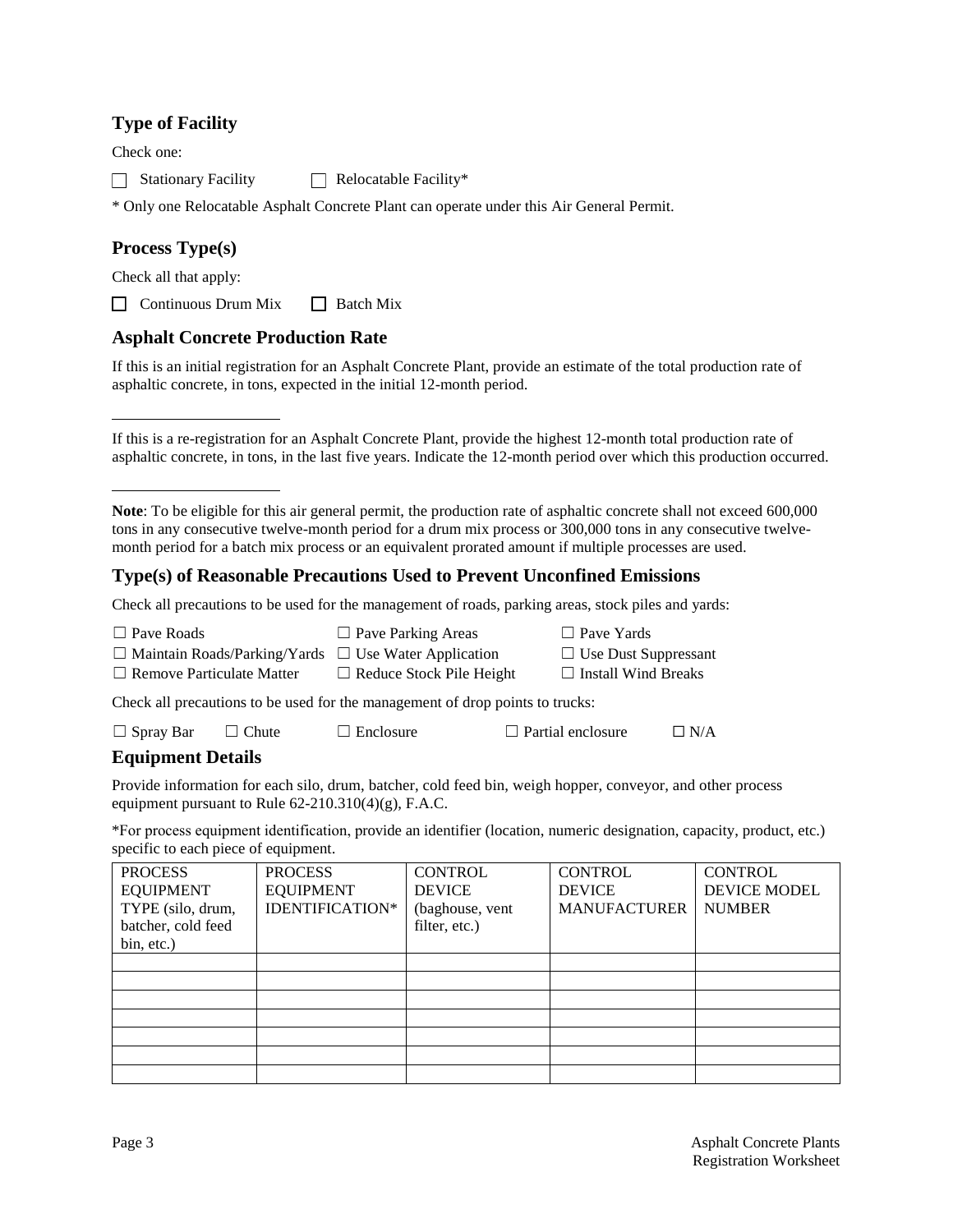## Type of Facility

Check one:

☐ Stationary Facility ☐ Relocatable Facility*

* Only one Relocatable Asphalt Concrete Plant can operate under this Air General Permit.

## Process Type(s)

Check all that apply:

☐ Continuous Drum Mix ☐ Batch Mix

## Asphalt Concrete Production Rate

If this is an initial registration for an Asphalt Concrete Plant, provide an estimate of the total production rate of asphaltic concrete, in tons, expected in the initial 12-month period.

\_\_\_\_\_\_\_\_\_\_\_\_\_\_\_\_\_\_\_\_

If this is a re-registration for an Asphalt Concrete Plant, provide the highest 12-month total production rate of asphaltic concrete, in tons, in the last five years. Indicate the 12-month period over which this production occurred.

\_\_\_\_\_\_\_\_\_\_\_\_\_\_\_\_\_\_\_\_

**Note**: To be eligible for this air general permit, the production rate of asphaltic concrete shall not exceed 600,000 tons in any consecutive twelve-month period for a drum mix process or 300,000 tons in any consecutive twelve-month period for a batch mix process or an equivalent prorated amount if multiple processes are used.

## Type(s) of Reasonable Precautions Used to Prevent Unconfined Emissions

Check all precautions to be used for the management of roads, parking areas, stock piles and yards:

☐ Pave Roads ☐ Pave Parking Areas ☐ Pave Yards
☐ Maintain Roads/Parking/Yards ☐ Use Water Application ☐ Use Dust Suppressant
☐ Remove Particulate Matter ☐ Reduce Stock Pile Height ☐ Install Wind Breaks

Check all precautions to be used for the management of drop points to trucks:

☐ Spray Bar ☐ Chute ☐ Enclosure ☐ Partial enclosure ☐ N/A

## Equipment Details

Provide information for each silo, drum, batcher, cold feed bin, weigh hopper, conveyor, and other process equipment pursuant to Rule 62-210.310(4)(g), F.A.C.

*For process equipment identification, provide an identifier (location, numeric designation, capacity, product, etc.) specific to each piece of equipment.

| PROCESS EQUIPMENT TYPE (silo, drum, batcher, cold feed bin, etc.) | PROCESS EQUIPMENT IDENTIFICATION* | CONTROL DEVICE (baghouse, vent filter, etc.) | CONTROL DEVICE MANUFACTURER | CONTROL DEVICE MODEL NUMBER |
|---|---|---|---|---|
| | | | | |
| | | | | |
| | | | | |
| | | | | |
| | | | | |
| | | | | |
| | | | | |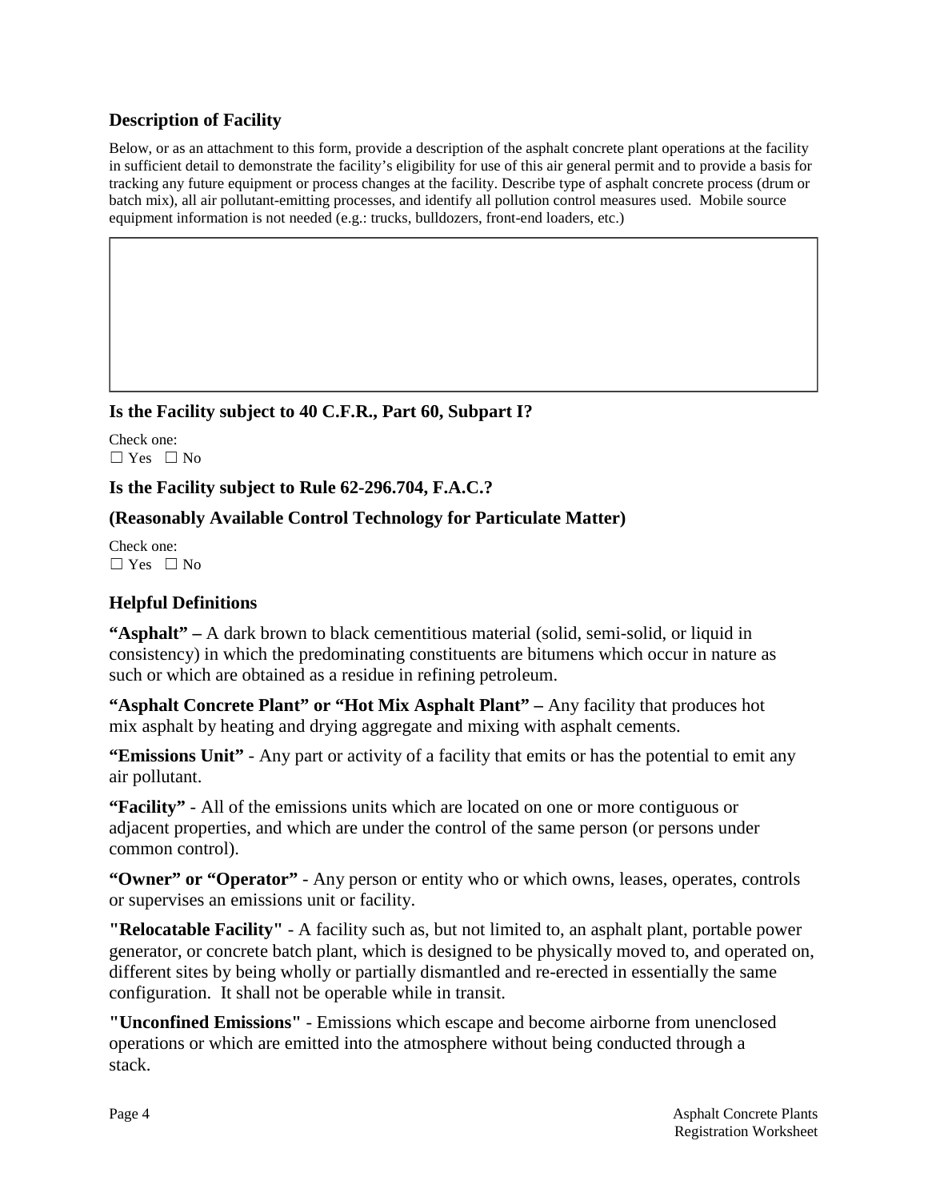## Description of Facility

Below, or as an attachment to this form, provide a description of the asphalt concrete plant operations at the facility in sufficient detail to demonstrate the facility's eligibility for use of this air general permit and to provide a basis for tracking any future equipment or process changes at the facility. Describe type of asphalt concrete process (drum or batch mix), all air pollutant-emitting processes, and identify all pollution control measures used. Mobile source equipment information is not needed (e.g.: trucks, bulldozers, front-end loaders, etc.)

| |
|---|
| |

### Is the Facility subject to 40 C.F.R., Part 60, Subpart I?

Check one:
☐ Yes ☐ No

### Is the Facility subject to Rule 62-296.704, F.A.C.?

### (Reasonably Available Control Technology for Particulate Matter)

Check one:
☐ Yes ☐ No

## Helpful Definitions

**"Asphalt" –** A dark brown to black cementitious material (solid, semi-solid, or liquid in consistency) in which the predominating constituents are bitumens which occur in nature as such or which are obtained as a residue in refining petroleum.

**"Asphalt Concrete Plant" or "Hot Mix Asphalt Plant" –** Any facility that produces hot mix asphalt by heating and drying aggregate and mixing with asphalt cements.

**"Emissions Unit"** - Any part or activity of a facility that emits or has the potential to emit any air pollutant.

**"Facility"** - All of the emissions units which are located on one or more contiguous or adjacent properties, and which are under the control of the same person (or persons under common control).

**"Owner" or "Operator"** - Any person or entity who or which owns, leases, operates, controls or supervises an emissions unit or facility.

**"Relocatable Facility"** - A facility such as, but not limited to, an asphalt plant, portable power generator, or concrete batch plant, which is designed to be physically moved to, and operated on, different sites by being wholly or partially dismantled and re-erected in essentially the same configuration. It shall not be operable while in transit.

**"Unconfined Emissions"** - Emissions which escape and become airborne from unenclosed operations or which are emitted into the atmosphere without being conducted through a stack.